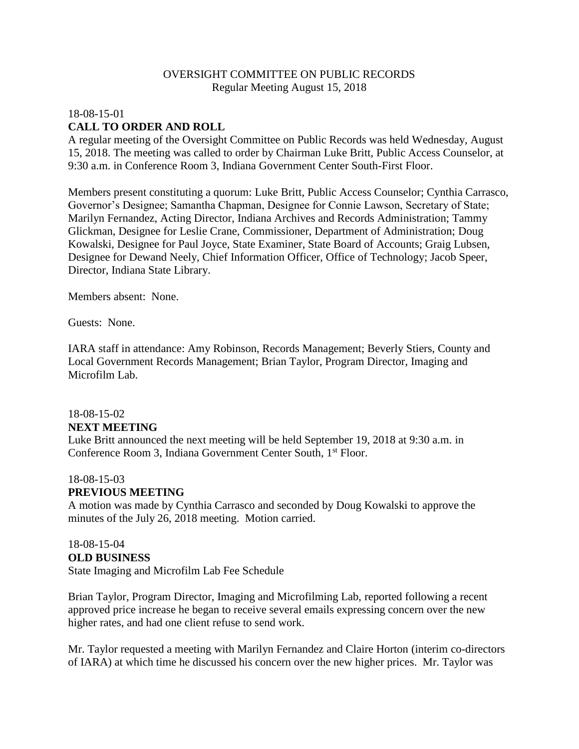OVERSIGHT COMMITTEE ON PUBLIC RECORDS
Regular Meeting August 15, 2018

18-08-15-01

**CALL TO ORDER AND ROLL**

A regular meeting of the Oversight Committee on Public Records was held Wednesday, August 15, 2018. The meeting was called to order by Chairman Luke Britt, Public Access Counselor, at 9:30 a.m. in Conference Room 3, Indiana Government Center South-First Floor.

Members present constituting a quorum: Luke Britt, Public Access Counselor; Cynthia Carrasco, Governor's Designee; Samantha Chapman, Designee for Connie Lawson, Secretary of State; Marilyn Fernandez, Acting Director, Indiana Archives and Records Administration; Tammy Glickman, Designee for Leslie Crane, Commissioner, Department of Administration; Doug Kowalski, Designee for Paul Joyce, State Examiner, State Board of Accounts; Graig Lubsen, Designee for Dewand Neely, Chief Information Officer, Office of Technology; Jacob Speer, Director, Indiana State Library.

Members absent: None.

Guests: None.

IARA staff in attendance: Amy Robinson, Records Management; Beverly Stiers, County and Local Government Records Management; Brian Taylor, Program Director, Imaging and Microfilm Lab.

18-08-15-02

**NEXT MEETING**

Luke Britt announced the next meeting will be held September 19, 2018 at 9:30 a.m. in Conference Room 3, Indiana Government Center South, 1st Floor.

18-08-15-03

**PREVIOUS MEETING**

A motion was made by Cynthia Carrasco and seconded by Doug Kowalski to approve the minutes of the July 26, 2018 meeting. Motion carried.

18-08-15-04

**OLD BUSINESS**

State Imaging and Microfilm Lab Fee Schedule

Brian Taylor, Program Director, Imaging and Microfilming Lab, reported following a recent approved price increase he began to receive several emails expressing concern over the new higher rates, and had one client refuse to send work.

Mr. Taylor requested a meeting with Marilyn Fernandez and Claire Horton (interim co-directors of IARA) at which time he discussed his concern over the new higher prices. Mr. Taylor was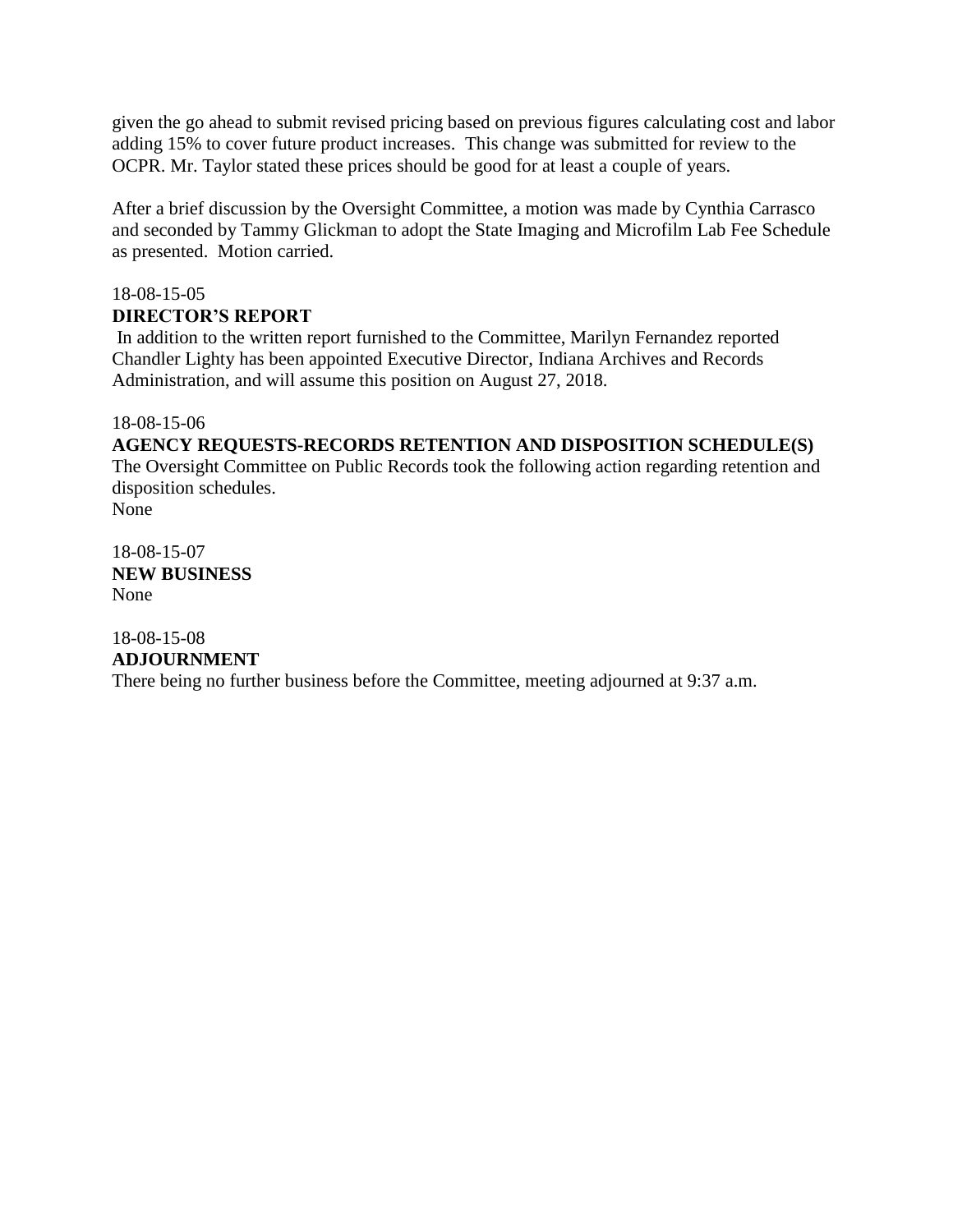given the go ahead to submit revised pricing based on previous figures calculating cost and labor adding 15% to cover future product increases. This change was submitted for review to the OCPR. Mr. Taylor stated these prices should be good for at least a couple of years.

After a brief discussion by the Oversight Committee, a motion was made by Cynthia Carrasco and seconded by Tammy Glickman to adopt the State Imaging and Microfilm Lab Fee Schedule as presented. Motion carried.

18-08-15-05

**DIRECTOR'S REPORT**

In addition to the written report furnished to the Committee, Marilyn Fernandez reported Chandler Lighty has been appointed Executive Director, Indiana Archives and Records Administration, and will assume this position on August 27, 2018.

18-08-15-06

**AGENCY REQUESTS-RECORDS RETENTION AND DISPOSITION SCHEDULE(S)**

The Oversight Committee on Public Records took the following action regarding retention and disposition schedules.

None

18-08-15-07

**NEW BUSINESS**

None

18-08-15-08

**ADJOURNMENT**

There being no further business before the Committee, meeting adjourned at 9:37 a.m.